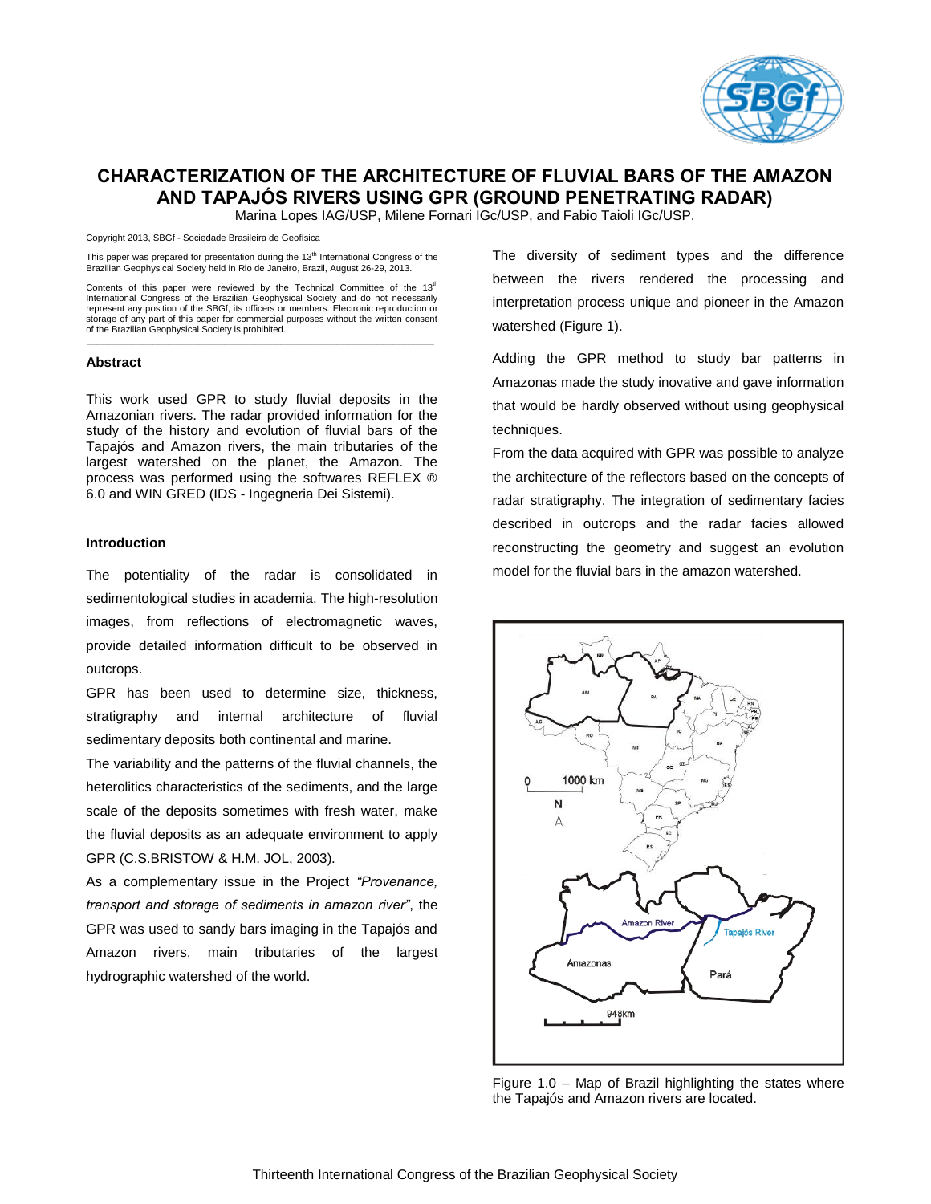# CHARACTERIZATION OF THE ARCHITECTURE OF FLUVIAL BARS OF THE AMAZON AND TAPAJÓS RIVERS USING GPR (GROUND PENETRATING RADAR)

Marina Lopes IAG/USP, Milene Fornari IGc/USP, and Fabio Taioli IGc/USP.

Copyright 2013, SBGf - Sociedade Brasileira de Geofísica

This paper was prepared for presentation during the 13th International Congress of the Brazilian Geophysical Society held in Rio de Janeiro, Brazil, August 26-29, 2013.

Contents of this paper were reviewed by the Technical Committee of the 13th International Congress of the Brazilian Geophysical Society and do not necessarily represent any position of the SBGf, its officers or members. Electronic reproduction or storage of any part of this paper for commercial purposes without the written consent of the Brazilian Geophysical Society is prohibited.

## Abstract

This work used GPR to study fluvial deposits in the Amazonian rivers. The radar provided information for the study of the history and evolution of fluvial bars of the Tapajós and Amazon rivers, the main tributaries of the largest watershed on the planet, the Amazon. The process was performed using the softwares REFLEX ® 6.0 and WIN GRED (IDS - Ingegneria Dei Sistemi).

## Introduction

The potentiality of the radar is consolidated in sedimentological studies in academia. The high-resolution images, from reflections of electromagnetic waves, provide detailed information difficult to be observed in outcrops.

GPR has been used to determine size, thickness, stratigraphy and internal architecture of fluvial sedimentary deposits both continental and marine.

The variability and the patterns of the fluvial channels, the heterolitics characteristics of the sediments, and the large scale of the deposits sometimes with fresh water, make the fluvial deposits as an adequate environment to apply GPR (C.S.BRISTOW & H.M. JOL, 2003).

As a complementary issue in the Project *"Provenance, transport and storage of sediments in amazon river"*, the GPR was used to sandy bars imaging in the Tapajós and Amazon rivers, main tributaries of the largest hydrographic watershed of the world.

The diversity of sediment types and the difference between the rivers rendered the processing and interpretation process unique and pioneer in the Amazon watershed (Figure 1).

Adding the GPR method to study bar patterns in Amazonas made the study inovative and gave information that would be hardly observed without using geophysical techniques.

From the data acquired with GPR was possible to analyze the architecture of the reflectors based on the concepts of radar stratigraphy. The integration of sedimentary facies described in outcrops and the radar facies allowed reconstructing the geometry and suggest an evolution model for the fluvial bars in the amazon watershed.

Figure 1.0 – Map of Brazil highlighting the states where the Tapajós and Amazon rivers are located.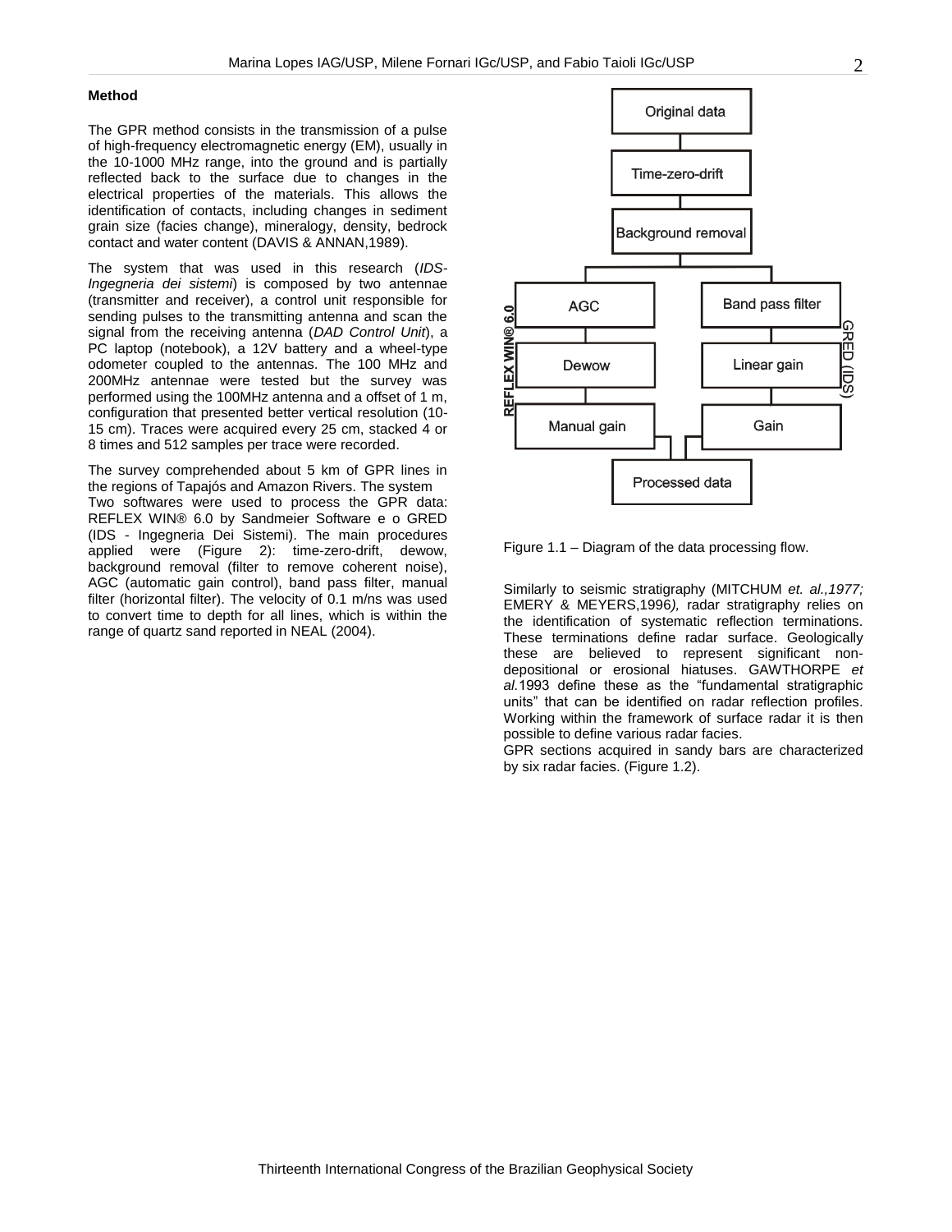**Method**

The GPR method consists in the transmission of a pulse of high-frequency electromagnetic energy (EM), usually in the 10-1000 MHz range, into the ground and is partially reflected back to the surface due to changes in the electrical properties of the materials. This allows the identification of contacts, including changes in sediment grain size (facies change), mineralogy, density, bedrock contact and water content (DAVIS & ANNAN,1989).

The system that was used in this research (*IDS-Ingegneria dei sistemi*) is composed by two antennae (transmitter and receiver), a control unit responsible for sending pulses to the transmitting antenna and scan the signal from the receiving antenna (*DAD Control Unit*), a PC laptop (notebook), a 12V battery and a wheel-type odometer coupled to the antennas. The 100 MHz and 200MHz antennae were tested but the survey was performed using the 100MHz antenna and a offset of 1 m, configuration that presented better vertical resolution (10-15 cm). Traces were acquired every 25 cm, stacked 4 or 8 times and 512 samples per trace were recorded.

The survey comprehended about 5 km of GPR lines in the regions of Tapajós and Amazon Rivers. The system
Two softwares were used to process the GPR data: REFLEX WIN® 6.0 by Sandmeier Software e o GRED (IDS - Ingegneria Dei Sistemi). The main procedures applied were (Figure 2): time-zero-drift, dewow, background removal (filter to remove coherent noise), AGC (automatic gain control), band pass filter, manual filter (horizontal filter). The velocity of 0.1 m/ns was used to convert time to depth for all lines, which is within the range of quartz sand reported in NEAL (2004).

Original data → Time-zero-drift → Background removal

REFLEX WIN® 6.0: AGC → Dewow → Manual gain

GRED (IDS): Band pass filter → Linear gain → Gain

→ Processed data

Figure 1.1 – Diagram of the data processing flow.

Similarly to seismic stratigraphy (MITCHUM *et. al.,1977;* EMERY & MEYERS,1996*),* radar stratigraphy relies on the identification of systematic reflection terminations. These terminations define radar surface. Geologically these are believed to represent significant non-depositional or erosional hiatuses. GAWTHORPE *et al.*1993 define these as the "fundamental stratigraphic units" that can be identified on radar reflection profiles. Working within the framework of surface radar it is then possible to define various radar facies.
GPR sections acquired in sandy bars are characterized by six radar facies. (Figure 1.2).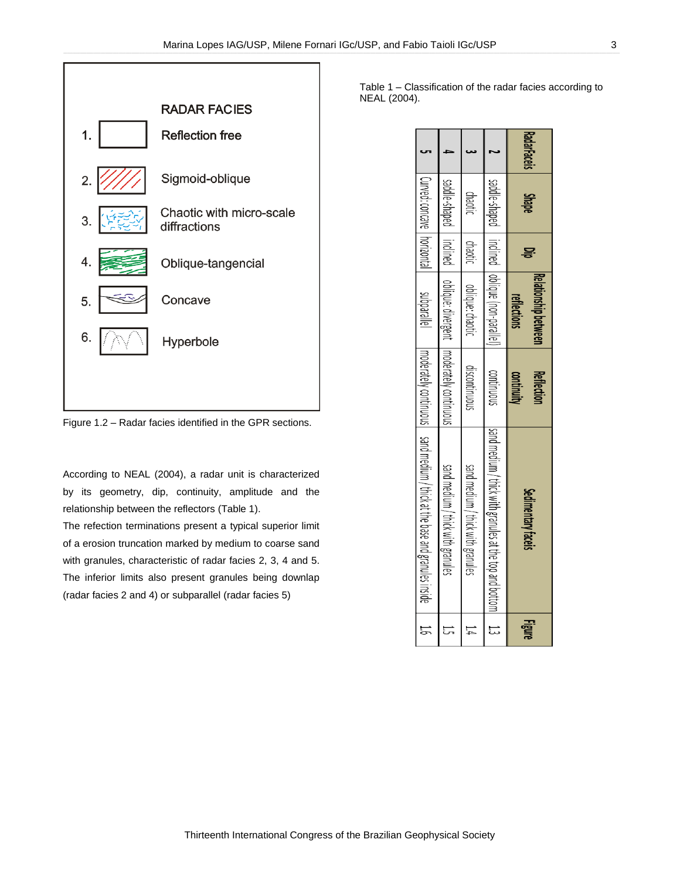RADAR FACIES

1. Reflection free
2. Sigmoid-oblique
3. Chaotic with micro-scale diffractions
4. Oblique-tangencial
5. Concave
6. Hyperbole

Figure 1.2 – Radar facies identified in the GPR sections.

According to NEAL (2004), a radar unit is characterized by its geometry, dip, continuity, amplitude and the relationship between the reflectors (Table 1).

The refection terminations present a typical superior limit of a erosion truncation marked by medium to coarse sand with granules, characteristic of radar facies 2, 3, 4 and 5. The inferior limits also present granules being downlap (radar facies 2 and 4) or subparallel (radar facies 5)

Table 1 – Classification of the radar facies according to NEAL (2004).

| RadarFaceis | Shape | Dip | Relationship between reflections | Reflection continuity | Sedimentary faceis | Figure |
|---|---|---|---|---|---|---|
| 2 | saddle-shaped | inclined | oblique (non-parallel) | continuous | sand medium / thick with granules at the top and bottom | 1.3 |
| 3 | chaotic | chaotic | oblique: chaotic | discontinuous | sand medium / thick with granules | 1.4 |
| 4 | saddle-shaped | inclined | oblique: divergent | moderately continuous | sand medium / thick with granules | 1.5 |
| 5 | Curved: concave | horizontal | subparallel | moderately continuous | sand medium / thick at the base and granules inside | 1.6 |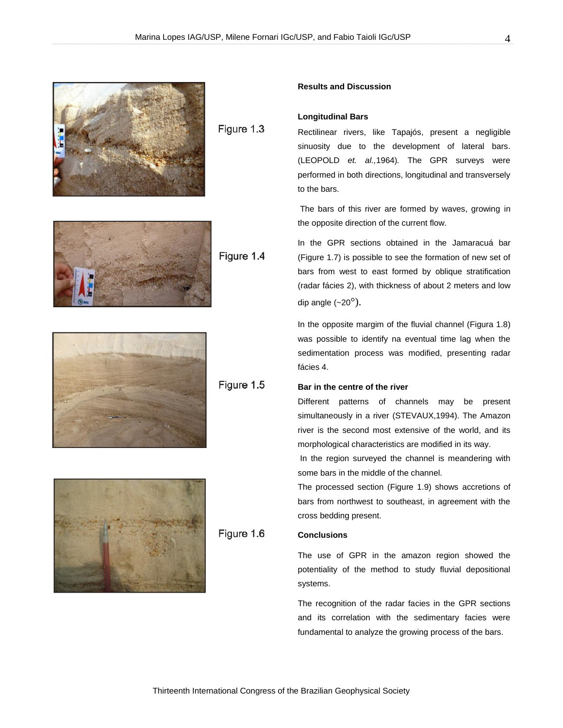Figure 1.3

Figure 1.4

Figure 1.5

Figure 1.6

**Results and Discussion**

**Longitudinal Bars**

Rectilinear rivers, like Tapajós, present a negligible sinuosity due to the development of lateral bars. (LEOPOLD *et. al.,*1964). The GPR surveys were performed in both directions, longitudinal and transversely to the bars.

The bars of this river are formed by waves, growing in the opposite direction of the current flow.

In the GPR sections obtained in the Jamaracuá bar (Figure 1.7) is possible to see the formation of new set of bars from west to east formed by oblique stratification (radar fácies 2), with thickness of about 2 meters and low dip angle (~20°).

In the opposite margim of the fluvial channel (Figura 1.8) was possible to identify na eventual time lag when the sedimentation process was modified, presenting radar fácies 4.

**Bar in the centre of the river**

Different patterns of channels may be present simultaneously in a river (STEVAUX,1994). The Amazon river is the second most extensive of the world, and its morphological characteristics are modified in its way.

In the region surveyed the channel is meandering with some bars in the middle of the channel.

The processed section (Figure 1.9) shows accretions of bars from northwest to southeast, in agreement with the cross bedding present.

**Conclusions**

The use of GPR in the amazon region showed the potentiality of the method to study fluvial depositional systems.

The recognition of the radar facies in the GPR sections and its correlation with the sedimentary facies were fundamental to analyze the growing process of the bars.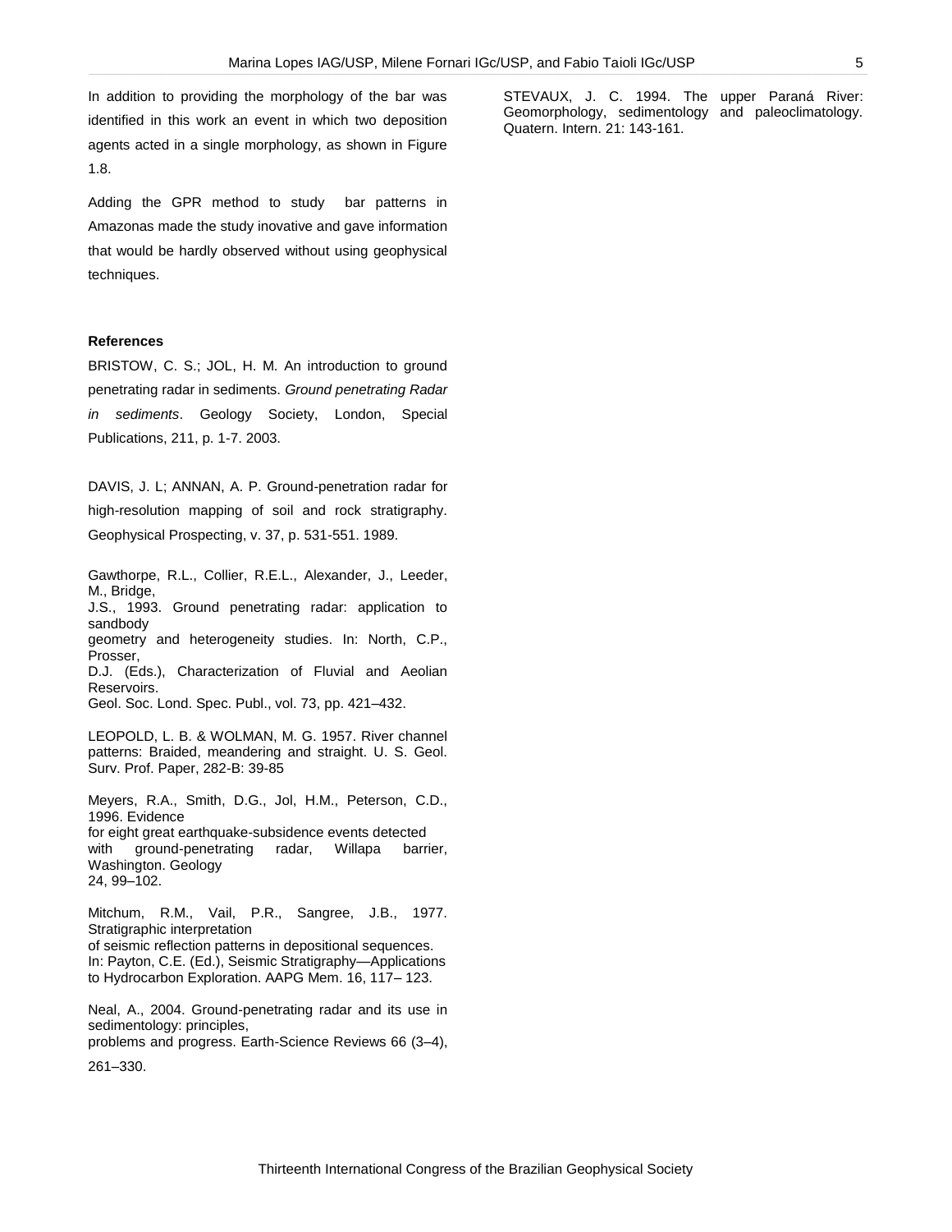In addition to providing the morphology of the bar was identified in this work an event in which two deposition agents acted in a single morphology, as shown in Figure 1.8.

Adding the GPR method to study bar patterns in Amazonas made the study inovative and gave information that would be hardly observed without using geophysical techniques.

**References**

BRISTOW, C. S.; JOL, H. M. An introduction to ground penetrating radar in sediments. *Ground penetrating Radar in sediments*. Geology Society, London, Special Publications, 211, p. 1-7. 2003.

DAVIS, J. L; ANNAN, A. P. Ground-penetration radar for high-resolution mapping of soil and rock stratigraphy. Geophysical Prospecting, v. 37, p. 531-551. 1989.

Gawthorpe, R.L., Collier, R.E.L., Alexander, J., Leeder, M., Bridge, J.S., 1993. Ground penetrating radar: application to sandbody geometry and heterogeneity studies. In: North, C.P., Prosser, D.J. (Eds.), Characterization of Fluvial and Aeolian Reservoirs. Geol. Soc. Lond. Spec. Publ., vol. 73, pp. 421–432.

LEOPOLD, L. B. & WOLMAN, M. G. 1957. River channel patterns: Braided, meandering and straight. U. S. Geol. Surv. Prof. Paper, 282-B: 39-85

Meyers, R.A., Smith, D.G., Jol, H.M., Peterson, C.D., 1996. Evidence for eight great earthquake-subsidence events detected with ground-penetrating radar, Willapa barrier, Washington. Geology 24, 99–102.

Mitchum, R.M., Vail, P.R., Sangree, J.B., 1977. Stratigraphic interpretation of seismic reflection patterns in depositional sequences. In: Payton, C.E. (Ed.), Seismic Stratigraphy—Applications to Hydrocarbon Exploration. AAPG Mem. 16, 117– 123.

Neal, A., 2004. Ground-penetrating radar and its use in sedimentology: principles, problems and progress. Earth-Science Reviews 66 (3–4), 261–330.

STEVAUX, J. C. 1994. The upper Paraná River: Geomorphology, sedimentology and paleoclimatology. Quatern. Intern. 21: 143-161.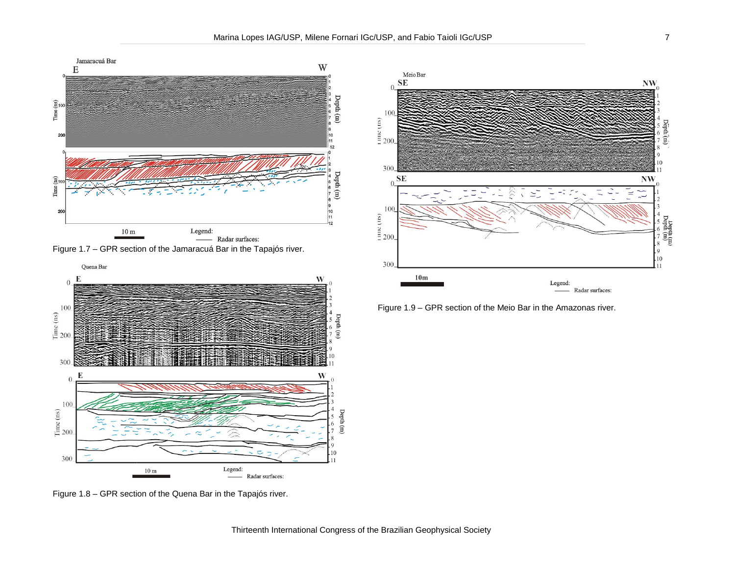Jamaracuá Bar

E

W

Time (ns)

Depth (m)

10 m

Legend:

Radar surfaces:

Figure 1.7 – GPR section of the Jamaracuá Bar in the Tapajós river.

Quena Bar

E

W

Time (ns)

Depth (m)

10 m

Legend:

Radar surfaces:

Figure 1.8 – GPR section of the Quena Bar in the Tapajós river.

Meio Bar

SE

NW

Time (ns)

Depth (m)

10m

Legend:

Radar surfaces:

Figure 1.9 – GPR section of the Meio Bar in the Amazonas river.